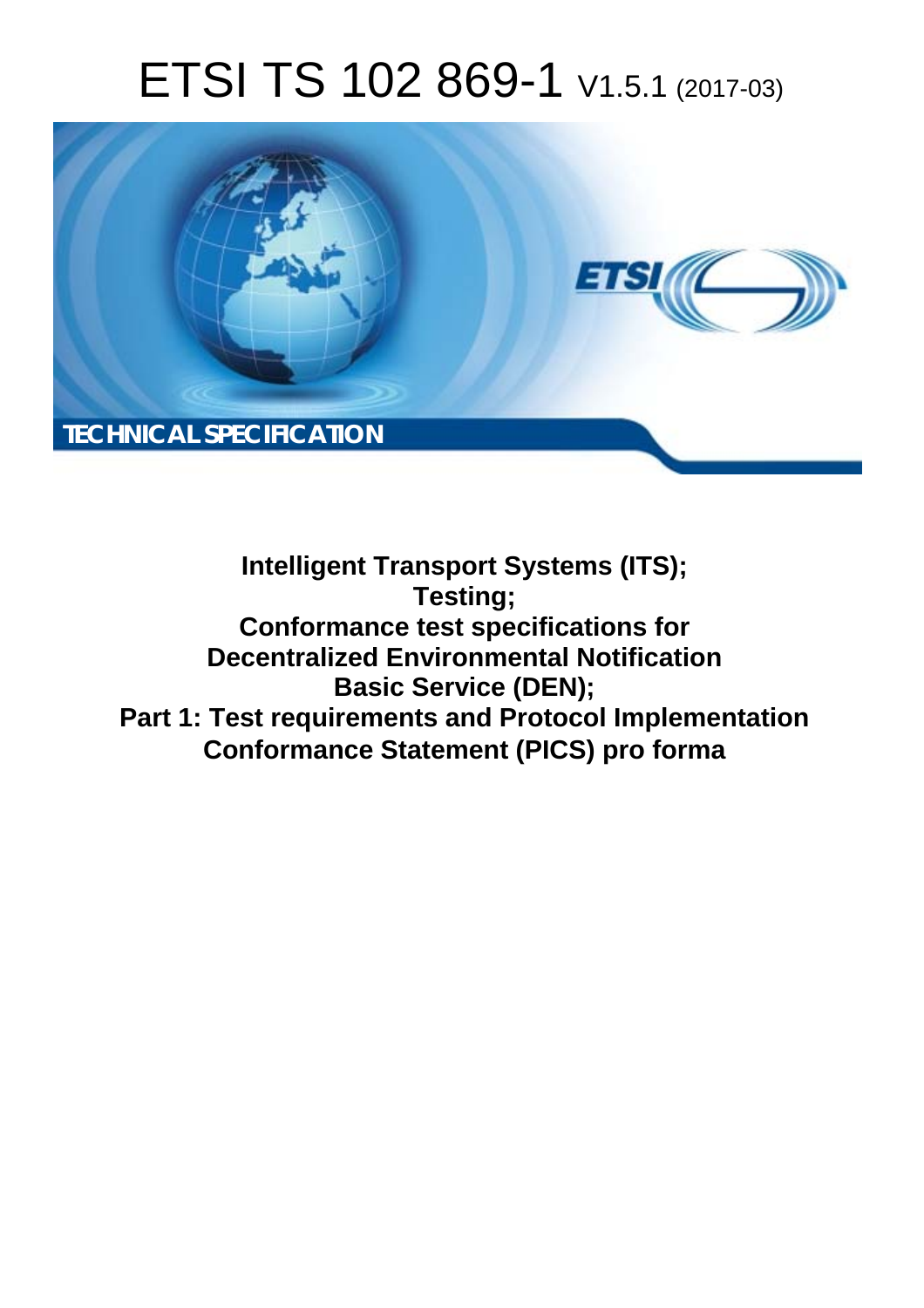# ETSI TS 102 869-1 V1.5.1 (2017-03)

TECHNICAL SPECIFICATION

**Intelligent Transport Systems (ITS);**
**Testing;**
**Conformance test specifications for**
**Decentralized Environmental Notification**
**Basic Service (DEN);**
**Part 1: Test requirements and Protocol Implementation**
**Conformance Statement (PICS) pro forma**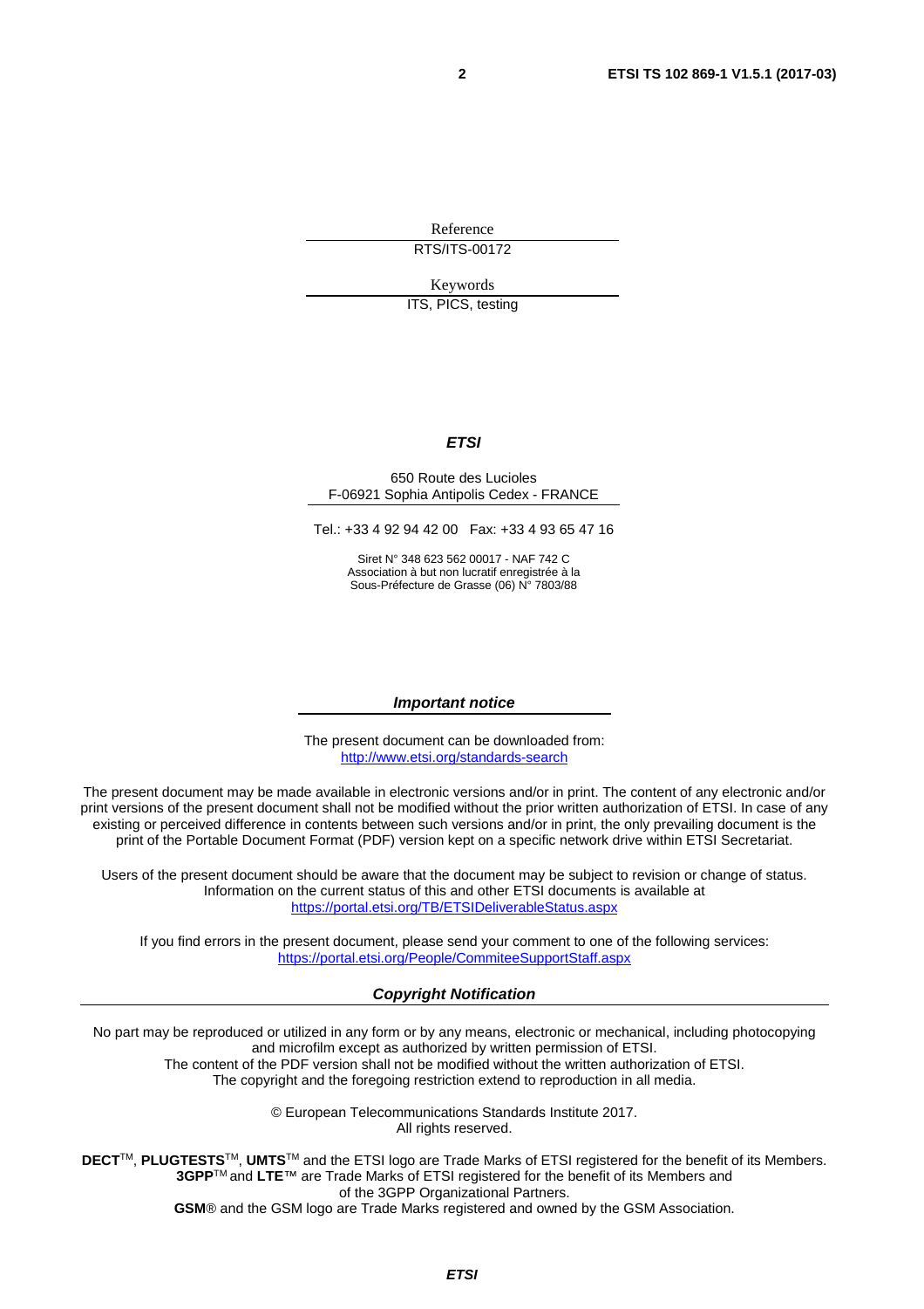Reference

RTS/ITS-00172

Keywords

ITS, PICS, testing

***ETSI***

650 Route des Lucioles
F-06921 Sophia Antipolis Cedex - FRANCE

Tel.: +33 4 92 94 42 00 Fax: +33 4 93 65 47 16

Siret N° 348 623 562 00017 - NAF 742 C
Association à but non lucratif enregistrée à la
Sous-Préfecture de Grasse (06) N° 7803/88

***Important notice***

The present document can be downloaded from:
http://www.etsi.org/standards-search

The present document may be made available in electronic versions and/or in print. The content of any electronic and/or print versions of the present document shall not be modified without the prior written authorization of ETSI. In case of any existing or perceived difference in contents between such versions and/or in print, the only prevailing document is the print of the Portable Document Format (PDF) version kept on a specific network drive within ETSI Secretariat.

Users of the present document should be aware that the document may be subject to revision or change of status. Information on the current status of this and other ETSI documents is available at
https://portal.etsi.org/TB/ETSIDeliverableStatus.aspx

If you find errors in the present document, please send your comment to one of the following services:
https://portal.etsi.org/People/CommiteeSupportStaff.aspx

***Copyright Notification***

No part may be reproduced or utilized in any form or by any means, electronic or mechanical, including photocopying and microfilm except as authorized by written permission of ETSI.
The content of the PDF version shall not be modified without the written authorization of ETSI.
The copyright and the foregoing restriction extend to reproduction in all media.

© European Telecommunications Standards Institute 2017.
All rights reserved.

**DECT**™, **PLUGTESTS**™, **UMTS**™ and the ETSI logo are Trade Marks of ETSI registered for the benefit of its Members.
**3GPP**™ and **LTE**™ are Trade Marks of ETSI registered for the benefit of its Members and of the 3GPP Organizational Partners.
**GSM**® and the GSM logo are Trade Marks registered and owned by the GSM Association.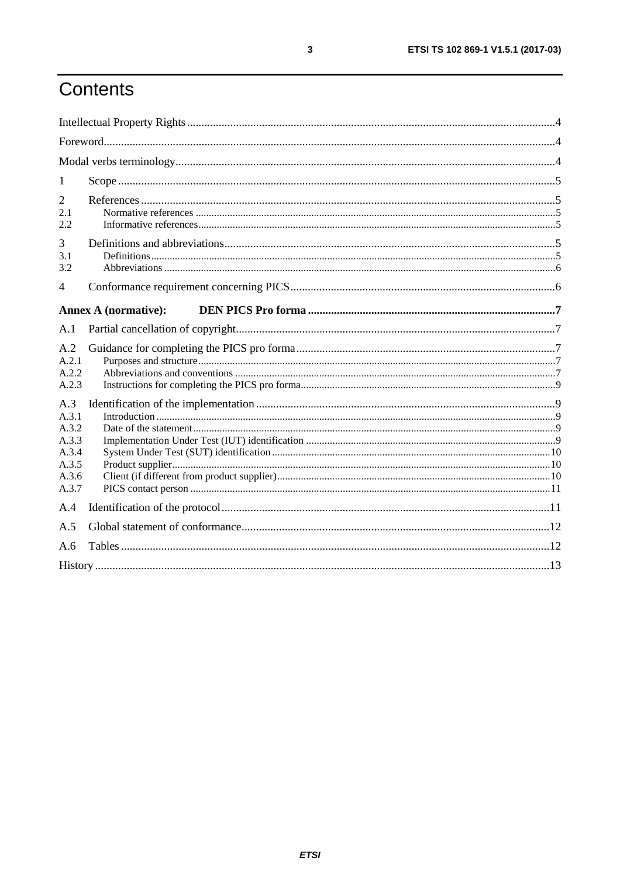# Contents

Intellectual Property Rights ............................................................................................................................ 4

Foreword ......................................................................................................................................................... 4

Modal verbs terminology ................................................................................................................................ 4

1 Scope ............................................................................................................................................................ 5

2 References ................................................................................................................................................... 5

2.1 Normative references ............................................................................................................................... 5

2.2 Informative references ............................................................................................................................. 5

3 Definitions and abbreviations ...................................................................................................................... 5

3.1 Definitions ................................................................................................................................................ 5

3.2 Abbreviations ........................................................................................................................................... 6

4 Conformance requirement concerning PICS ............................................................................................... 6

**Annex A (normative): DEN PICS Pro forma** ........................................................................................... **7**

A.1 Partial cancellation of copyright ................................................................................................................ 7

A.2 Guidance for completing the PICS pro forma ............................................................................................ 7

A.2.1 Purposes and structure .......................................................................................................................... 7

A.2.2 Abbreviations and conventions .............................................................................................................. 7

A.2.3 Instructions for completing the PICS pro forma ...................................................................................... 9

A.3 Identification of the implementation .......................................................................................................... 9

A.3.1 Introduction ........................................................................................................................................... 9

A.3.2 Date of the statement ............................................................................................................................. 9

A.3.3 Implementation Under Test (IUT) identification ..................................................................................... 9

A.3.4 System Under Test (SUT) identification ............................................................................................... 10

A.3.5 Product supplier ................................................................................................................................... 10

A.3.6 Client (if different from product supplier) ............................................................................................. 10

A.3.7 PICS contact person ............................................................................................................................. 11

A.4 Identification of the protocol ..................................................................................................................... 11

A.5 Global statement of conformance .............................................................................................................. 12

A.6 Tables ....................................................................................................................................................... 12

History .............................................................................................................................................................. 13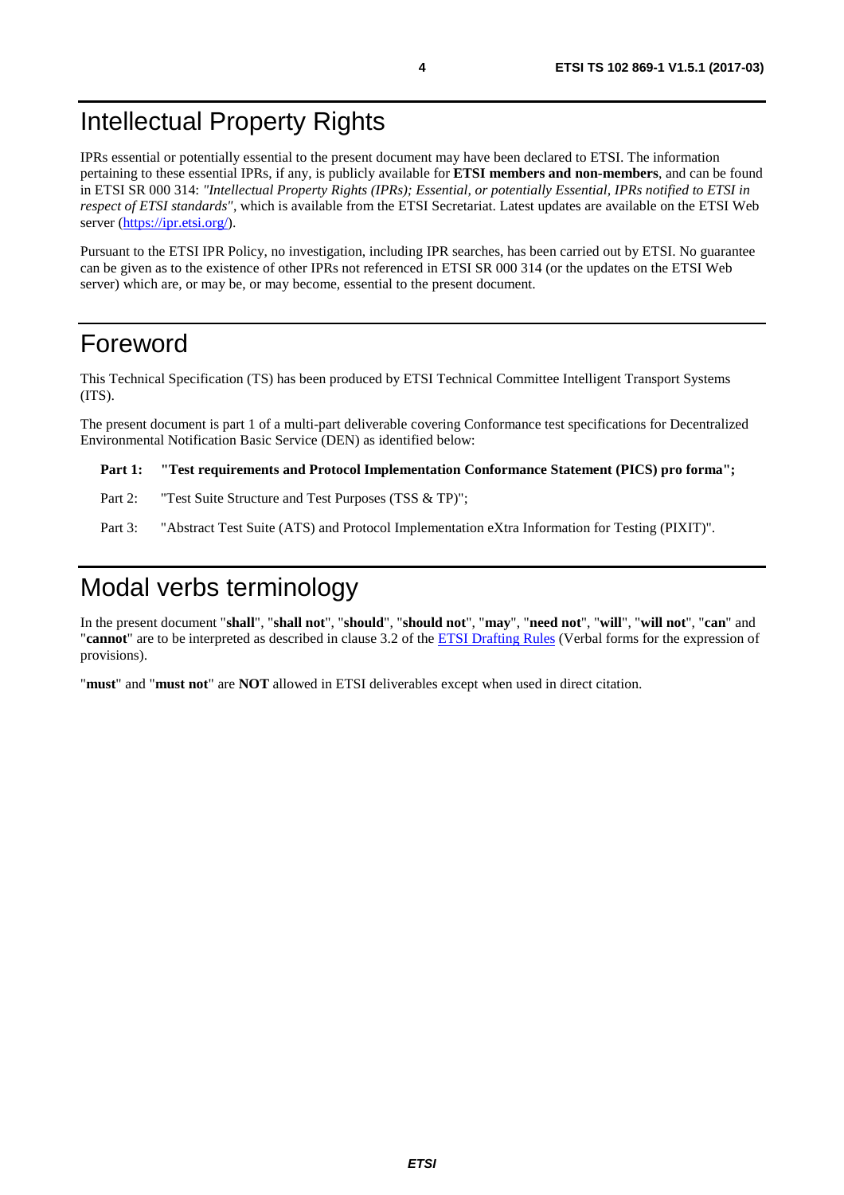# Intellectual Property Rights

IPRs essential or potentially essential to the present document may have been declared to ETSI. The information pertaining to these essential IPRs, if any, is publicly available for **ETSI members and non-members**, and can be found in ETSI SR 000 314: *"Intellectual Property Rights (IPRs); Essential, or potentially Essential, IPRs notified to ETSI in respect of ETSI standards"*, which is available from the ETSI Secretariat. Latest updates are available on the ETSI Web server (https://ipr.etsi.org/).

Pursuant to the ETSI IPR Policy, no investigation, including IPR searches, has been carried out by ETSI. No guarantee can be given as to the existence of other IPRs not referenced in ETSI SR 000 314 (or the updates on the ETSI Web server) which are, or may be, or may become, essential to the present document.

# Foreword

This Technical Specification (TS) has been produced by ETSI Technical Committee Intelligent Transport Systems (ITS).

The present document is part 1 of a multi-part deliverable covering Conformance test specifications for Decentralized Environmental Notification Basic Service (DEN) as identified below:

**Part 1: "Test requirements and Protocol Implementation Conformance Statement (PICS) pro forma";**

Part 2: "Test Suite Structure and Test Purposes (TSS & TP)";

Part 3: "Abstract Test Suite (ATS) and Protocol Implementation eXtra Information for Testing (PIXIT)".

# Modal verbs terminology

In the present document "**shall**", "**shall not**", "**should**", "**should not**", "**may**", "**need not**", "**will**", "**will not**", "**can**" and "**cannot**" are to be interpreted as described in clause 3.2 of the ETSI Drafting Rules (Verbal forms for the expression of provisions).

"**must**" and "**must not**" are **NOT** allowed in ETSI deliverables except when used in direct citation.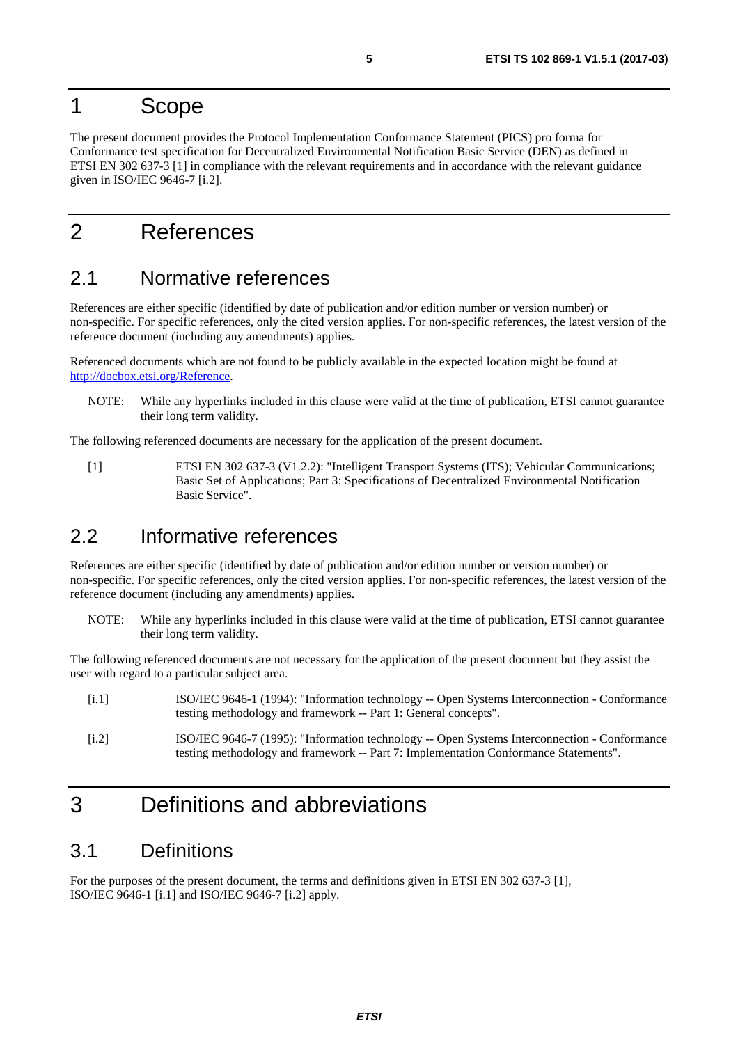# 1 Scope

The present document provides the Protocol Implementation Conformance Statement (PICS) pro forma for Conformance test specification for Decentralized Environmental Notification Basic Service (DEN) as defined in ETSI EN 302 637-3 [1] in compliance with the relevant requirements and in accordance with the relevant guidance given in ISO/IEC 9646-7 [i.2].

# 2 References

## 2.1 Normative references

References are either specific (identified by date of publication and/or edition number or version number) or non-specific. For specific references, only the cited version applies. For non-specific references, the latest version of the reference document (including any amendments) applies.

Referenced documents which are not found to be publicly available in the expected location might be found at http://docbox.etsi.org/Reference.

NOTE: While any hyperlinks included in this clause were valid at the time of publication, ETSI cannot guarantee their long term validity.

The following referenced documents are necessary for the application of the present document.

[1] ETSI EN 302 637-3 (V1.2.2): "Intelligent Transport Systems (ITS); Vehicular Communications; Basic Set of Applications; Part 3: Specifications of Decentralized Environmental Notification Basic Service".

## 2.2 Informative references

References are either specific (identified by date of publication and/or edition number or version number) or non-specific. For specific references, only the cited version applies. For non-specific references, the latest version of the reference document (including any amendments) applies.

NOTE: While any hyperlinks included in this clause were valid at the time of publication, ETSI cannot guarantee their long term validity.

The following referenced documents are not necessary for the application of the present document but they assist the user with regard to a particular subject area.

[i.1] ISO/IEC 9646-1 (1994): "Information technology -- Open Systems Interconnection - Conformance testing methodology and framework -- Part 1: General concepts".

[i.2] ISO/IEC 9646-7 (1995): "Information technology -- Open Systems Interconnection - Conformance testing methodology and framework -- Part 7: Implementation Conformance Statements".

# 3 Definitions and abbreviations

## 3.1 Definitions

For the purposes of the present document, the terms and definitions given in ETSI EN 302 637-3 [1], ISO/IEC 9646-1 [i.1] and ISO/IEC 9646-7 [i.2] apply.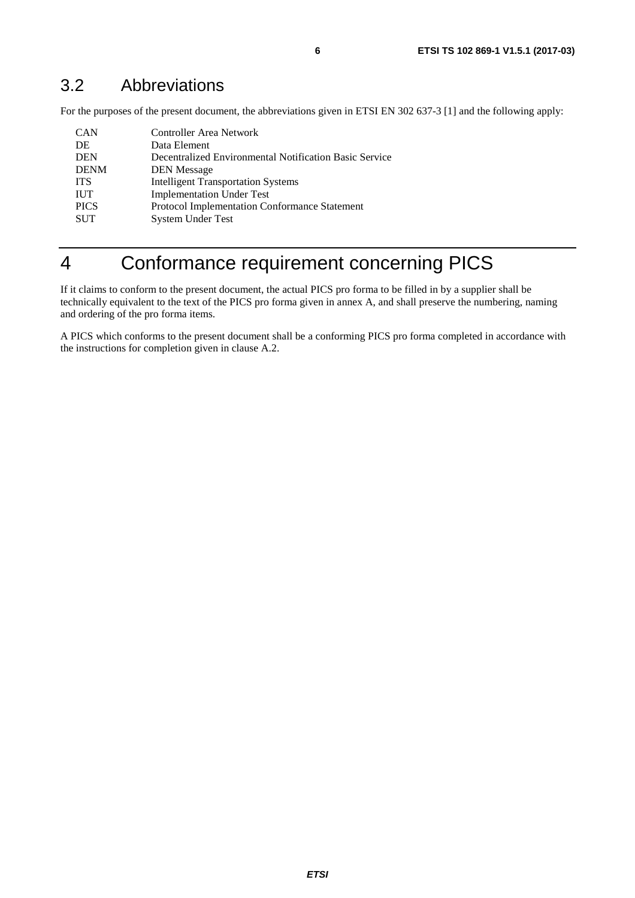## 3.2 Abbreviations

For the purposes of the present document, the abbreviations given in ETSI EN 302 637-3 [1] and the following apply:

| | |
|---|---|
| CAN | Controller Area Network |
| DE | Data Element |
| DEN | Decentralized Environmental Notification Basic Service |
| DENM | DEN Message |
| ITS | Intelligent Transportation Systems |
| IUT | Implementation Under Test |
| PICS | Protocol Implementation Conformance Statement |
| SUT | System Under Test |

# 4 Conformance requirement concerning PICS

If it claims to conform to the present document, the actual PICS pro forma to be filled in by a supplier shall be technically equivalent to the text of the PICS pro forma given in annex A, and shall preserve the numbering, naming and ordering of the pro forma items.

A PICS which conforms to the present document shall be a conforming PICS pro forma completed in accordance with the instructions for completion given in clause A.2.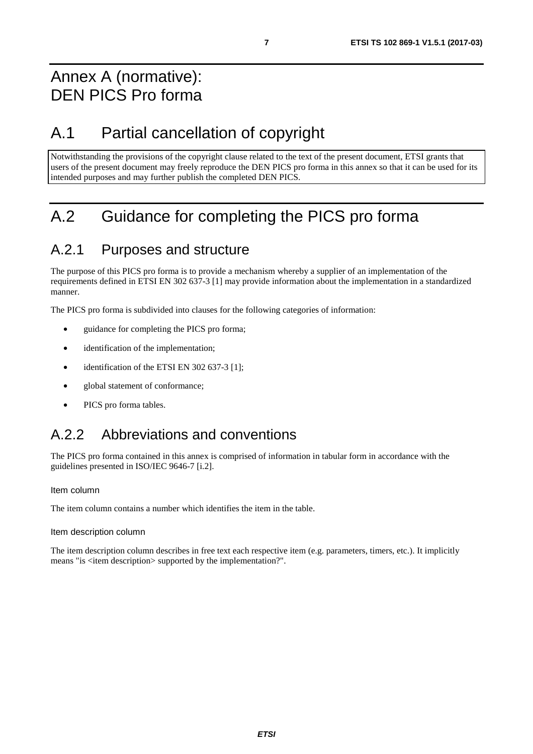# Annex A (normative): DEN PICS Pro forma

# A.1 Partial cancellation of copyright

Notwithstanding the provisions of the copyright clause related to the text of the present document, ETSI grants that users of the present document may freely reproduce the DEN PICS pro forma in this annex so that it can be used for its intended purposes and may further publish the completed DEN PICS.

# A.2 Guidance for completing the PICS pro forma

## A.2.1 Purposes and structure

The purpose of this PICS pro forma is to provide a mechanism whereby a supplier of an implementation of the requirements defined in ETSI EN 302 637-3 [1] may provide information about the implementation in a standardized manner.

The PICS pro forma is subdivided into clauses for the following categories of information:

- guidance for completing the PICS pro forma;
- identification of the implementation;
- identification of the ETSI EN 302 637-3 [1];
- global statement of conformance;
- PICS pro forma tables.

## A.2.2 Abbreviations and conventions

The PICS pro forma contained in this annex is comprised of information in tabular form in accordance with the guidelines presented in ISO/IEC 9646-7 [i.2].

#### Item column

The item column contains a number which identifies the item in the table.

#### Item description column

The item description column describes in free text each respective item (e.g. parameters, timers, etc.). It implicitly means "is <item description> supported by the implementation?".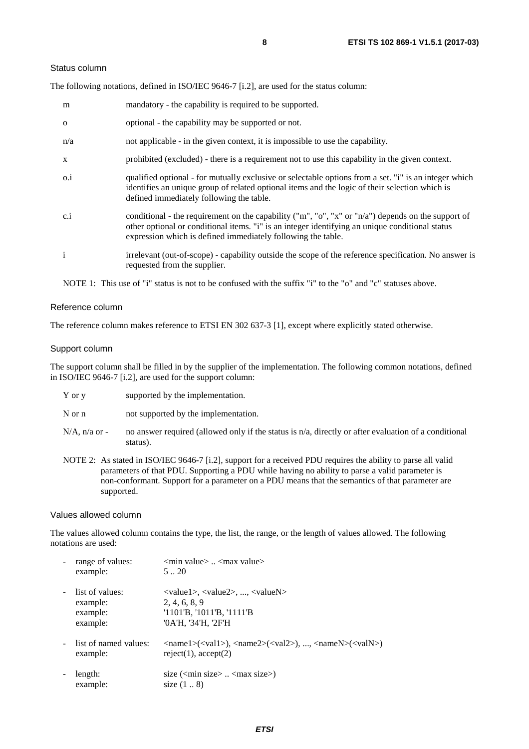Status column

The following notations, defined in ISO/IEC 9646-7 [i.2], are used for the status column:

| | |
|---|---|
| m | mandatory - the capability is required to be supported. |
| o | optional - the capability may be supported or not. |
| n/a | not applicable - in the given context, it is impossible to use the capability. |
| x | prohibited (excluded) - there is a requirement not to use this capability in the given context. |
| o.i | qualified optional - for mutually exclusive or selectable options from a set. "i" is an integer which identifies an unique group of related optional items and the logic of their selection which is defined immediately following the table. |
| c.i | conditional - the requirement on the capability ("m", "o", "x" or "n/a") depends on the support of other optional or conditional items. "i" is an integer identifying an unique conditional status expression which is defined immediately following the table. |
| i | irrelevant (out-of-scope) - capability outside the scope of the reference specification. No answer is requested from the supplier. |

NOTE 1: This use of "i" status is not to be confused with the suffix "i" to the "o" and "c" statuses above.

Reference column

The reference column makes reference to ETSI EN 302 637-3 [1], except where explicitly stated otherwise.

Support column

The support column shall be filled in by the supplier of the implementation. The following common notations, defined in ISO/IEC 9646-7 [i.2], are used for the support column:

| | |
|---|---|
| Y or y | supported by the implementation. |
| N or n | not supported by the implementation. |
| N/A, n/a or - | no answer required (allowed only if the status is n/a, directly or after evaluation of a conditional status). |

NOTE 2: As stated in ISO/IEC 9646-7 [i.2], support for a received PDU requires the ability to parse all valid parameters of that PDU. Supporting a PDU while having no ability to parse a valid parameter is non-conformant. Support for a parameter on a PDU means that the semantics of that parameter are supported.

Values allowed column

The values allowed column contains the type, the list, the range, or the length of values allowed. The following notations are used:

- range of values: <min value> .. <max value>
  example: 5 .. 20
- list of values: <value1>, <value2>, ..., <valueN>
  example: 2, 4, 6, 8, 9
  example: '1101'B, '1011'B, '1111'B
  example: '0A'H, '34'H, '2F'H
- list of named values: <name1>(<val1>), <name2>(<val2>), ..., <nameN>(<valN>)
  example: reject(1), accept(2)
- length: size (<min size> .. <max size>)
  example: size (1 .. 8)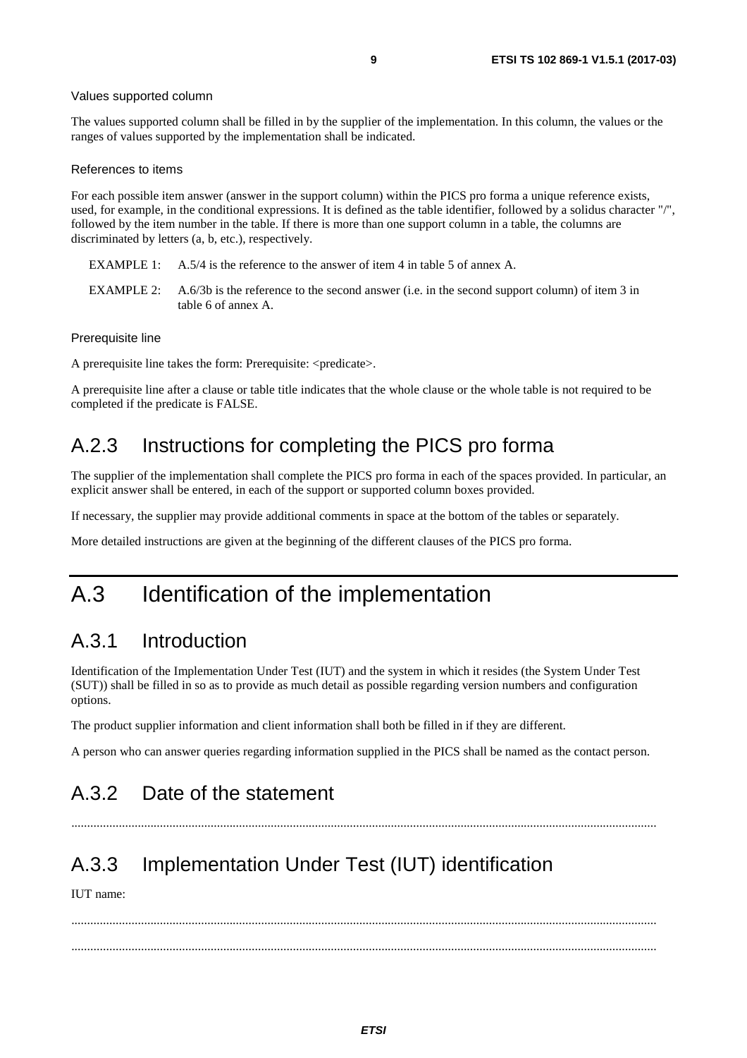Values supported column

The values supported column shall be filled in by the supplier of the implementation. In this column, the values or the ranges of values supported by the implementation shall be indicated.

References to items

For each possible item answer (answer in the support column) within the PICS pro forma a unique reference exists, used, for example, in the conditional expressions. It is defined as the table identifier, followed by a solidus character "/", followed by the item number in the table. If there is more than one support column in a table, the columns are discriminated by letters (a, b, etc.), respectively.

EXAMPLE 1: A.5/4 is the reference to the answer of item 4 in table 5 of annex A.

EXAMPLE 2: A.6/3b is the reference to the second answer (i.e. in the second support column) of item 3 in table 6 of annex A.

Prerequisite line

A prerequisite line takes the form: Prerequisite: <predicate>.

A prerequisite line after a clause or table title indicates that the whole clause or the whole table is not required to be completed if the predicate is FALSE.

## A.2.3 Instructions for completing the PICS pro forma

The supplier of the implementation shall complete the PICS pro forma in each of the spaces provided. In particular, an explicit answer shall be entered, in each of the support or supported column boxes provided.

If necessary, the supplier may provide additional comments in space at the bottom of the tables or separately.

More detailed instructions are given at the beginning of the different clauses of the PICS pro forma.

# A.3 Identification of the implementation

## A.3.1 Introduction

Identification of the Implementation Under Test (IUT) and the system in which it resides (the System Under Test (SUT)) shall be filled in so as to provide as much detail as possible regarding version numbers and configuration options.

The product supplier information and client information shall both be filled in if they are different.

A person who can answer queries regarding information supplied in the PICS shall be named as the contact person.

## A.3.2 Date of the statement

.........................................................................................................................................................................

## A.3.3 Implementation Under Test (IUT) identification

IUT name:

.........................................................................................................................................................................

.........................................................................................................................................................................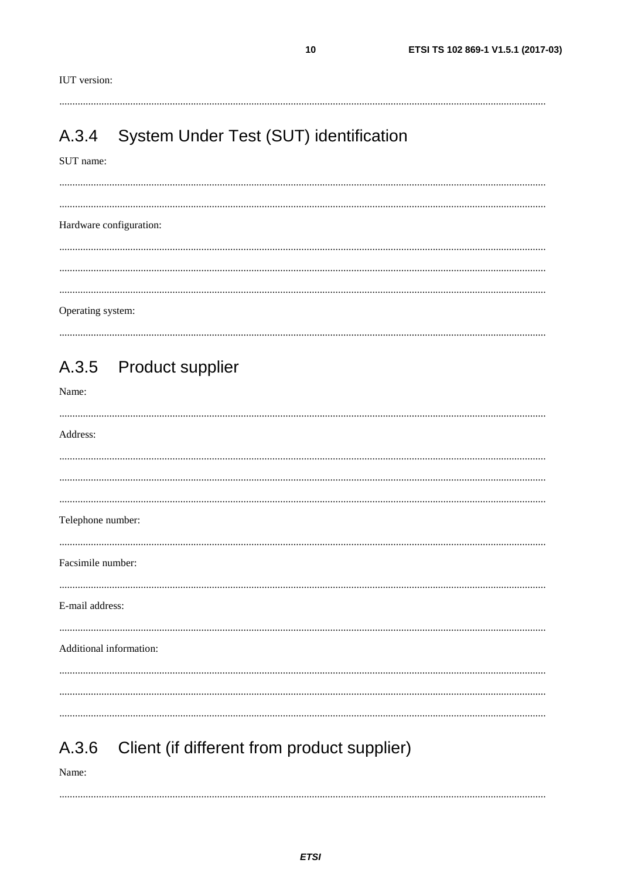IUT version:

.......................................................................................................................................................................

## A.3.4 System Under Test (SUT) identification

SUT name:

.......................................................................................................................................................................

.......................................................................................................................................................................

Hardware configuration:

.......................................................................................................................................................................

.......................................................................................................................................................................

.......................................................................................................................................................................

Operating system:

.......................................................................................................................................................................

## A.3.5 Product supplier

Name:

.......................................................................................................................................................................

Address:

.......................................................................................................................................................................

.......................................................................................................................................................................

.......................................................................................................................................................................

Telephone number:

.......................................................................................................................................................................

Facsimile number:

.......................................................................................................................................................................

E-mail address:

.......................................................................................................................................................................

Additional information:

.......................................................................................................................................................................

.......................................................................................................................................................................

.......................................................................................................................................................................

## A.3.6 Client (if different from product supplier)

Name:

.......................................................................................................................................................................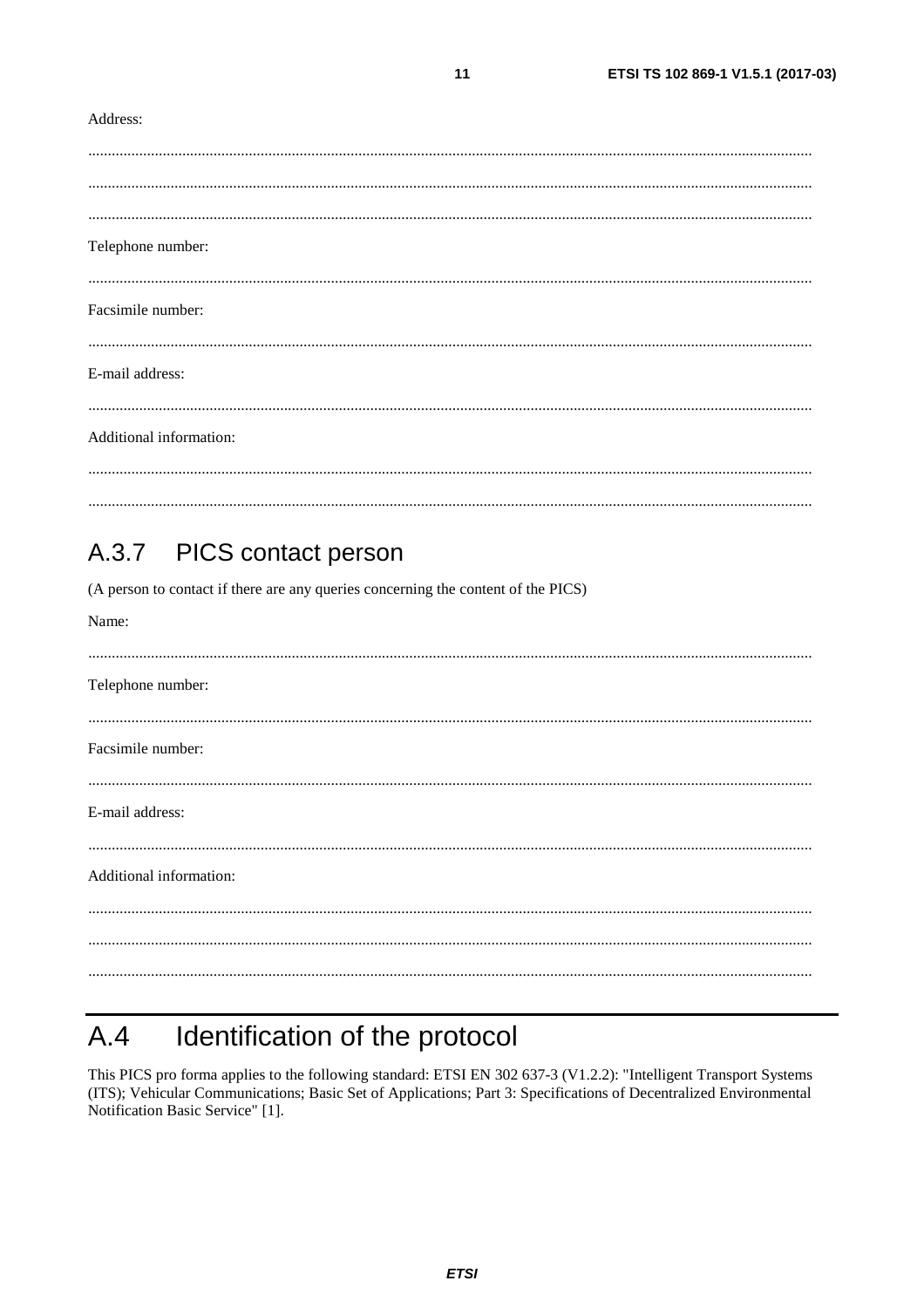Address:

.....................................................................................................................................................................

.....................................................................................................................................................................

.....................................................................................................................................................................

Telephone number:

.....................................................................................................................................................................

Facsimile number:

.....................................................................................................................................................................

E-mail address:

.....................................................................................................................................................................

Additional information:

.....................................................................................................................................................................

.....................................................................................................................................................................

### A.3.7 PICS contact person

(A person to contact if there are any queries concerning the content of the PICS)

Name:

.....................................................................................................................................................................

Telephone number:

.....................................................................................................................................................................

Facsimile number:

.....................................................................................................................................................................

E-mail address:

.....................................................................................................................................................................

Additional information:

.....................................................................................................................................................................

.....................................................................................................................................................................

.....................................................................................................................................................................

## A.4 Identification of the protocol

This PICS pro forma applies to the following standard: ETSI EN 302 637-3 (V1.2.2): "Intelligent Transport Systems (ITS); Vehicular Communications; Basic Set of Applications; Part 3: Specifications of Decentralized Environmental Notification Basic Service" [1].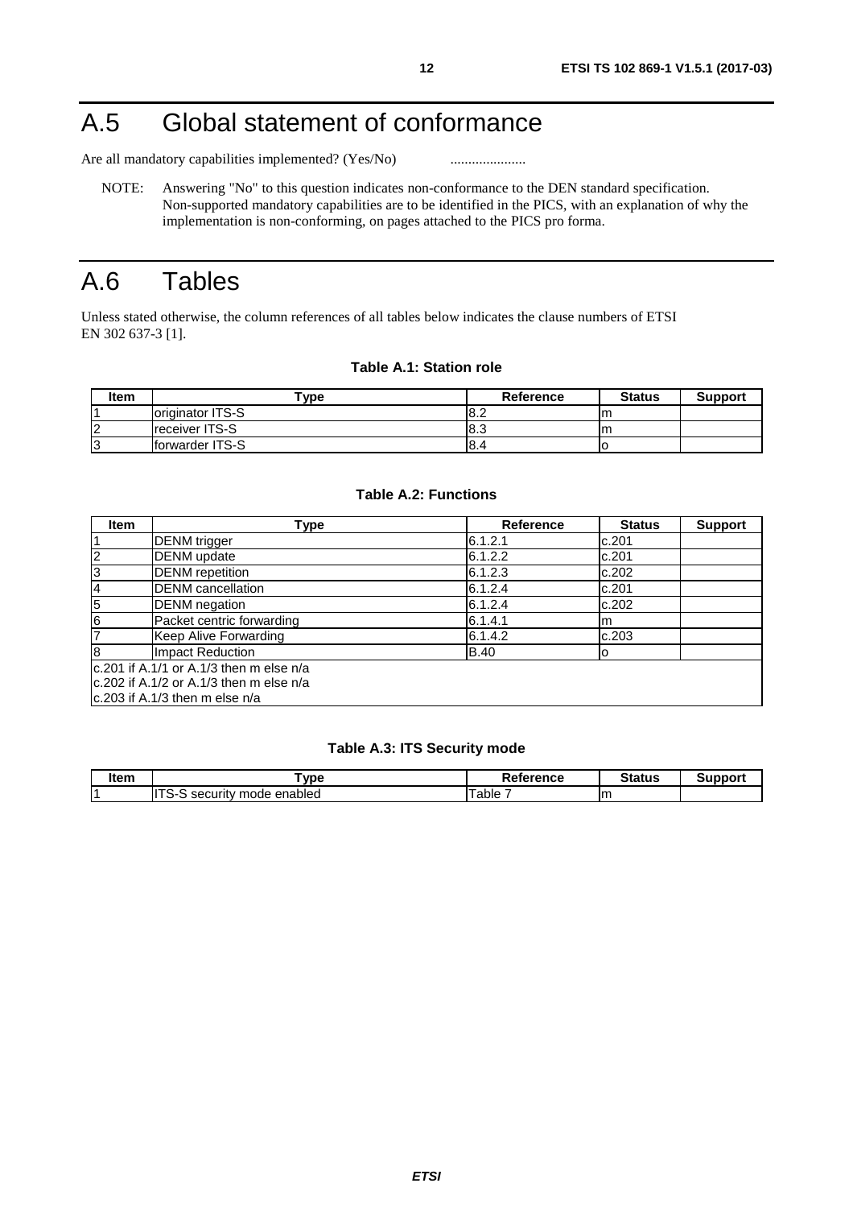# A.5 Global statement of conformance

Are all mandatory capabilities implemented? (Yes/No) .....................

NOTE: Answering "No" to this question indicates non-conformance to the DEN standard specification. Non-supported mandatory capabilities are to be identified in the PICS, with an explanation of why the implementation is non-conforming, on pages attached to the PICS pro forma.

# A.6 Tables

Unless stated otherwise, the column references of all tables below indicates the clause numbers of ETSI EN 302 637-3 [1].

**Table A.1: Station role**

| Item | Type | Reference | Status | Support |
|---|---|---|---|---|
| 1 | originator ITS-S | 8.2 | m | |
| 2 | receiver ITS-S | 8.3 | m | |
| 3 | forwarder ITS-S | 8.4 | o | |

**Table A.2: Functions**

| Item | Type | Reference | Status | Support |
|---|---|---|---|---|
| 1 | DENM trigger | 6.1.2.1 | c.201 | |
| 2 | DENM update | 6.1.2.2 | c.201 | |
| 3 | DENM repetition | 6.1.2.3 | c.202 | |
| 4 | DENM cancellation | 6.1.2.4 | c.201 | |
| 5 | DENM negation | 6.1.2.4 | c.202 | |
| 6 | Packet centric forwarding | 6.1.4.1 | m | |
| 7 | Keep Alive Forwarding | 6.1.4.2 | c.203 | |
| 8 | Impact Reduction | B.40 | o | |
| c.201 if A.1/1 or A.1/3 then m else n/a<br>c.202 if A.1/2 or A.1/3 then m else n/a<br>c.203 if A.1/3 then m else n/a | | | | |

**Table A.3: ITS Security mode**

| Item | Type | Reference | Status | Support |
|---|---|---|---|---|
| 1 | ITS-S security mode enabled | Table 7 | m | |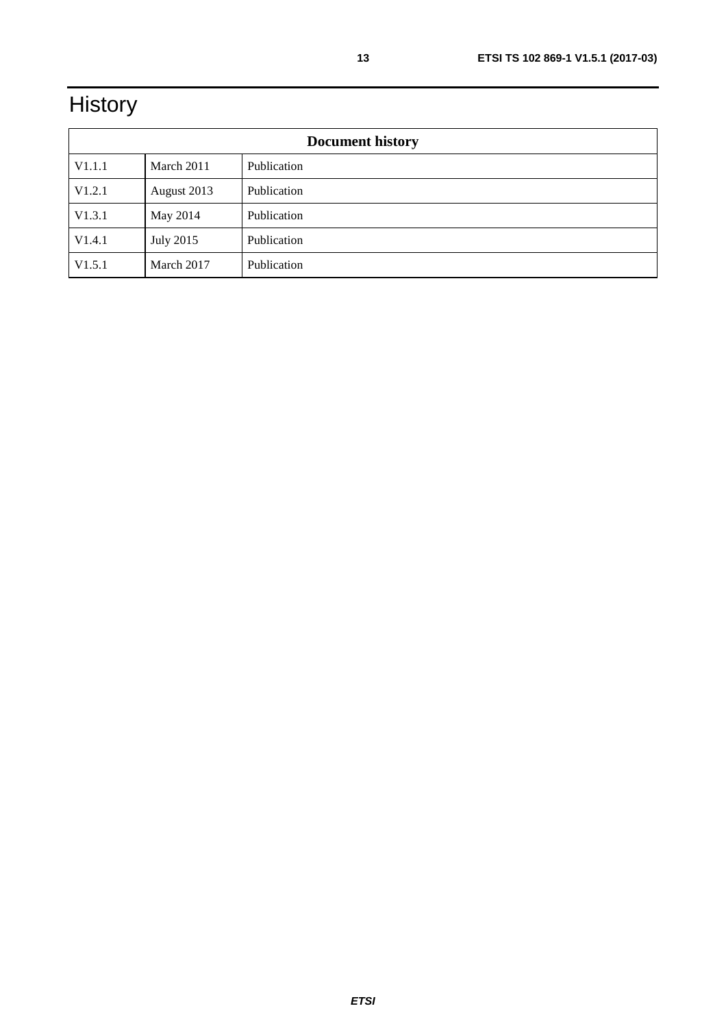# History

| Document history | | |
|---|---|---|
| V1.1.1 | March 2011 | Publication |
| V1.2.1 | August 2013 | Publication |
| V1.3.1 | May 2014 | Publication |
| V1.4.1 | July 2015 | Publication |
| V1.5.1 | March 2017 | Publication |